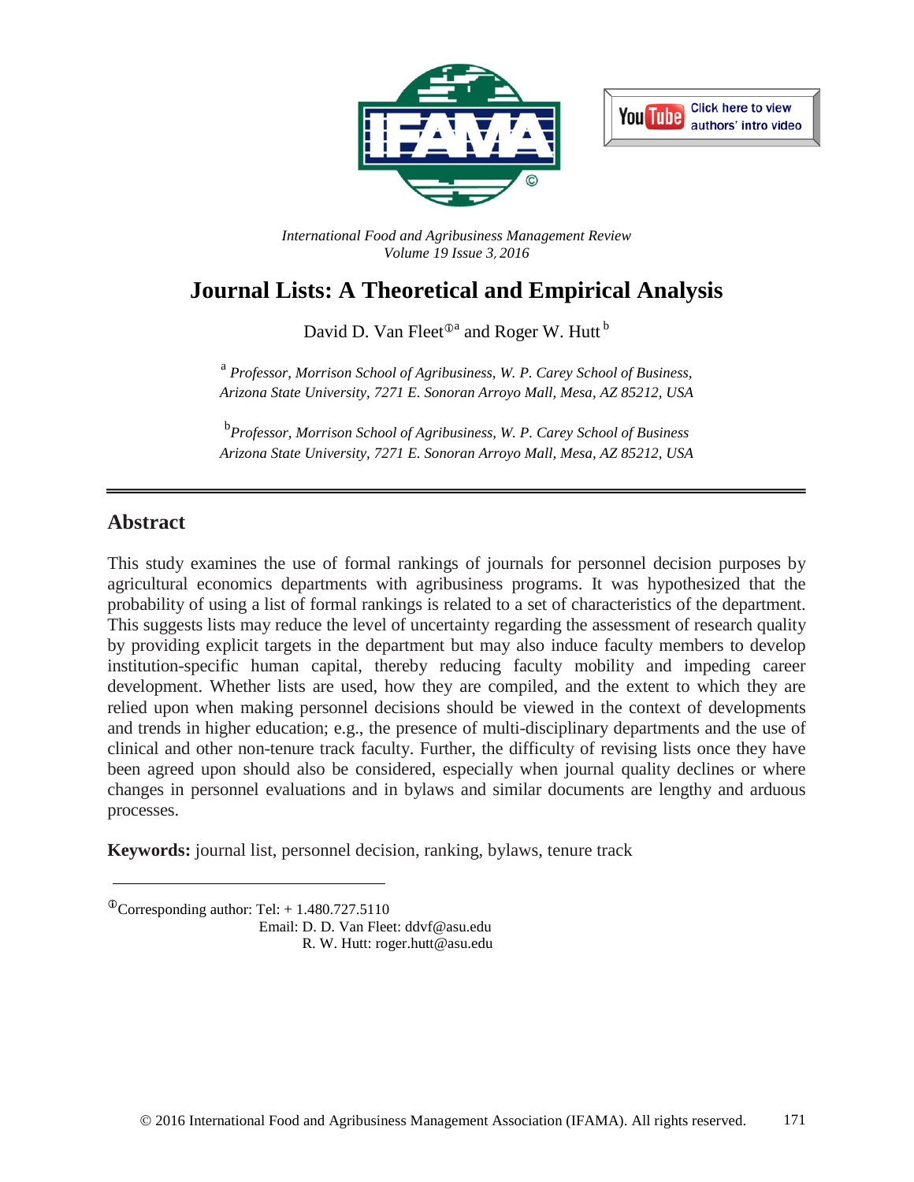*International Food and Agribusiness Management Review*
*Volume 19 Issue 3, 2016*

# Journal Lists: A Theoretical and Empirical Analysis

David D. Van Fleet[①a] and Roger W. Hutt[b]

[a] *Professor, Morrison School of Agribusiness, W. P. Carey School of Business, Arizona State University, 7271 E. Sonoran Arroyo Mall, Mesa, AZ 85212, USA*

[b] *Professor, Morrison School of Agribusiness, W. P. Carey School of Business Arizona State University, 7271 E. Sonoran Arroyo Mall, Mesa, AZ 85212, USA*

## Abstract

This study examines the use of formal rankings of journals for personnel decision purposes by agricultural economics departments with agribusiness programs. It was hypothesized that the probability of using a list of formal rankings is related to a set of characteristics of the department. This suggests lists may reduce the level of uncertainty regarding the assessment of research quality by providing explicit targets in the department but may also induce faculty members to develop institution-specific human capital, thereby reducing faculty mobility and impeding career development. Whether lists are used, how they are compiled, and the extent to which they are relied upon when making personnel decisions should be viewed in the context of developments and trends in higher education; e.g., the presence of multi-disciplinary departments and the use of clinical and other non-tenure track faculty. Further, the difficulty of revising lists once they have been agreed upon should also be considered, especially when journal quality declines or where changes in personnel evaluations and in bylaws and similar documents are lengthy and arduous processes.

**Keywords:** journal list, personnel decision, ranking, bylaws, tenure track

---

[①] Corresponding author: Tel: + 1.480.727.5110
Email: D. D. Van Fleet: ddvf@asu.edu
R. W. Hutt: roger.hutt@asu.edu

© 2016 International Food and Agribusiness Management Association (IFAMA). All rights reserved.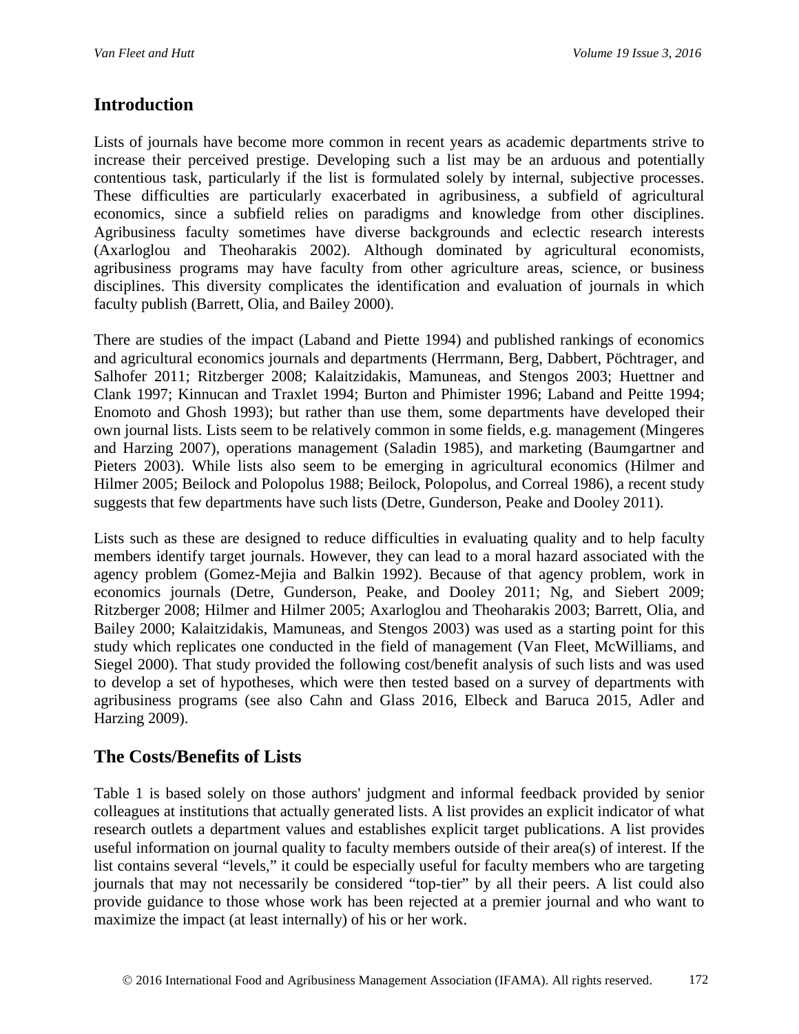## Introduction

Lists of journals have become more common in recent years as academic departments strive to increase their perceived prestige. Developing such a list may be an arduous and potentially contentious task, particularly if the list is formulated solely by internal, subjective processes. These difficulties are particularly exacerbated in agribusiness, a subfield of agricultural economics, since a subfield relies on paradigms and knowledge from other disciplines. Agribusiness faculty sometimes have diverse backgrounds and eclectic research interests (Axarloglou and Theoharakis 2002). Although dominated by agricultural economists, agribusiness programs may have faculty from other agriculture areas, science, or business disciplines. This diversity complicates the identification and evaluation of journals in which faculty publish (Barrett, Olia, and Bailey 2000).

There are studies of the impact (Laband and Piette 1994) and published rankings of economics and agricultural economics journals and departments (Herrmann, Berg, Dabbert, Pöchtrager, and Salhofer 2011; Ritzberger 2008; Kalaitzidakis, Mamuneas, and Stengos 2003; Huettner and Clank 1997; Kinnucan and Traxlet 1994; Burton and Phimister 1996; Laband and Peitte 1994; Enomoto and Ghosh 1993); but rather than use them, some departments have developed their own journal lists. Lists seem to be relatively common in some fields, e.g. management (Mingeres and Harzing 2007), operations management (Saladin 1985), and marketing (Baumgartner and Pieters 2003). While lists also seem to be emerging in agricultural economics (Hilmer and Hilmer 2005; Beilock and Polopolus 1988; Beilock, Polopolus, and Correal 1986), a recent study suggests that few departments have such lists (Detre, Gunderson, Peake and Dooley 2011).

Lists such as these are designed to reduce difficulties in evaluating quality and to help faculty members identify target journals. However, they can lead to a moral hazard associated with the agency problem (Gomez-Mejia and Balkin 1992). Because of that agency problem, work in economics journals (Detre, Gunderson, Peake, and Dooley 2011; Ng, and Siebert 2009; Ritzberger 2008; Hilmer and Hilmer 2005; Axarloglou and Theoharakis 2003; Barrett, Olia, and Bailey 2000; Kalaitzidakis, Mamuneas, and Stengos 2003) was used as a starting point for this study which replicates one conducted in the field of management (Van Fleet, McWilliams, and Siegel 2000). That study provided the following cost/benefit analysis of such lists and was used to develop a set of hypotheses, which were then tested based on a survey of departments with agribusiness programs (see also Cahn and Glass 2016, Elbeck and Baruca 2015, Adler and Harzing 2009).

## The Costs/Benefits of Lists

Table 1 is based solely on those authors' judgment and informal feedback provided by senior colleagues at institutions that actually generated lists. A list provides an explicit indicator of what research outlets a department values and establishes explicit target publications. A list provides useful information on journal quality to faculty members outside of their area(s) of interest. If the list contains several "levels," it could be especially useful for faculty members who are targeting journals that may not necessarily be considered "top-tier" by all their peers. A list could also provide guidance to those whose work has been rejected at a premier journal and who want to maximize the impact (at least internally) of his or her work.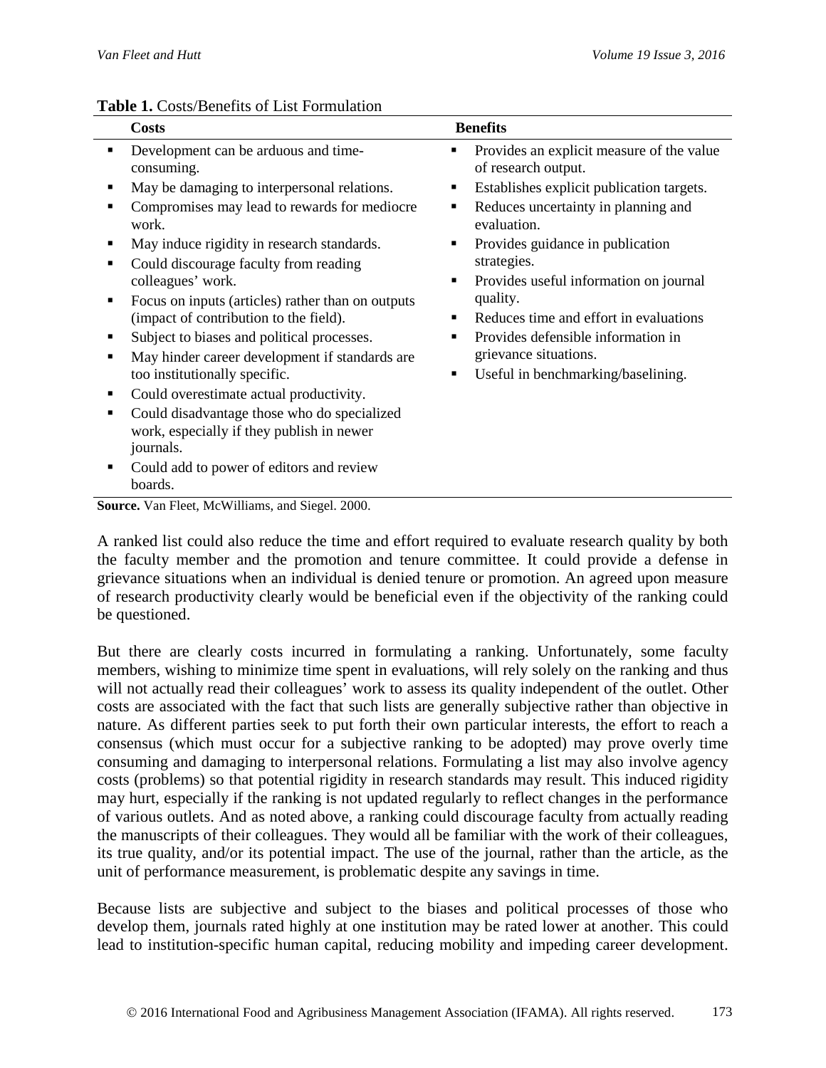**Table 1.** Costs/Benefits of List Formulation

| Costs | Benefits |
|---|---|
| ▪ Development can be arduous and time-consuming. | ▪ Provides an explicit measure of the value of research output. |
| ▪ May be damaging to interpersonal relations. | ▪ Establishes explicit publication targets. |
| ▪ Compromises may lead to rewards for mediocre work. | ▪ Reduces uncertainty in planning and evaluation. |
| ▪ May induce rigidity in research standards. | ▪ Provides guidance in publication strategies. |
| ▪ Could discourage faculty from reading colleagues' work. | ▪ Provides useful information on journal quality. |
| ▪ Focus on inputs (articles) rather than on outputs (impact of contribution to the field). | ▪ Reduces time and effort in evaluations |
| ▪ Subject to biases and political processes. | ▪ Provides defensible information in grievance situations. |
| ▪ May hinder career development if standards are too institutionally specific. | ▪ Useful in benchmarking/baselining. |
| ▪ Could overestimate actual productivity. | |
| ▪ Could disadvantage those who do specialized work, especially if they publish in newer journals. | |
| ▪ Could add to power of editors and review boards. | |

**Source.** Van Fleet, McWilliams, and Siegel. 2000.

A ranked list could also reduce the time and effort required to evaluate research quality by both the faculty member and the promotion and tenure committee. It could provide a defense in grievance situations when an individual is denied tenure or promotion. An agreed upon measure of research productivity clearly would be beneficial even if the objectivity of the ranking could be questioned.

But there are clearly costs incurred in formulating a ranking. Unfortunately, some faculty members, wishing to minimize time spent in evaluations, will rely solely on the ranking and thus will not actually read their colleagues' work to assess its quality independent of the outlet. Other costs are associated with the fact that such lists are generally subjective rather than objective in nature. As different parties seek to put forth their own particular interests, the effort to reach a consensus (which must occur for a subjective ranking to be adopted) may prove overly time consuming and damaging to interpersonal relations. Formulating a list may also involve agency costs (problems) so that potential rigidity in research standards may result. This induced rigidity may hurt, especially if the ranking is not updated regularly to reflect changes in the performance of various outlets. And as noted above, a ranking could discourage faculty from actually reading the manuscripts of their colleagues. They would all be familiar with the work of their colleagues, its true quality, and/or its potential impact. The use of the journal, rather than the article, as the unit of performance measurement, is problematic despite any savings in time.

Because lists are subjective and subject to the biases and political processes of those who develop them, journals rated highly at one institution may be rated lower at another. This could lead to institution-specific human capital, reducing mobility and impeding career development.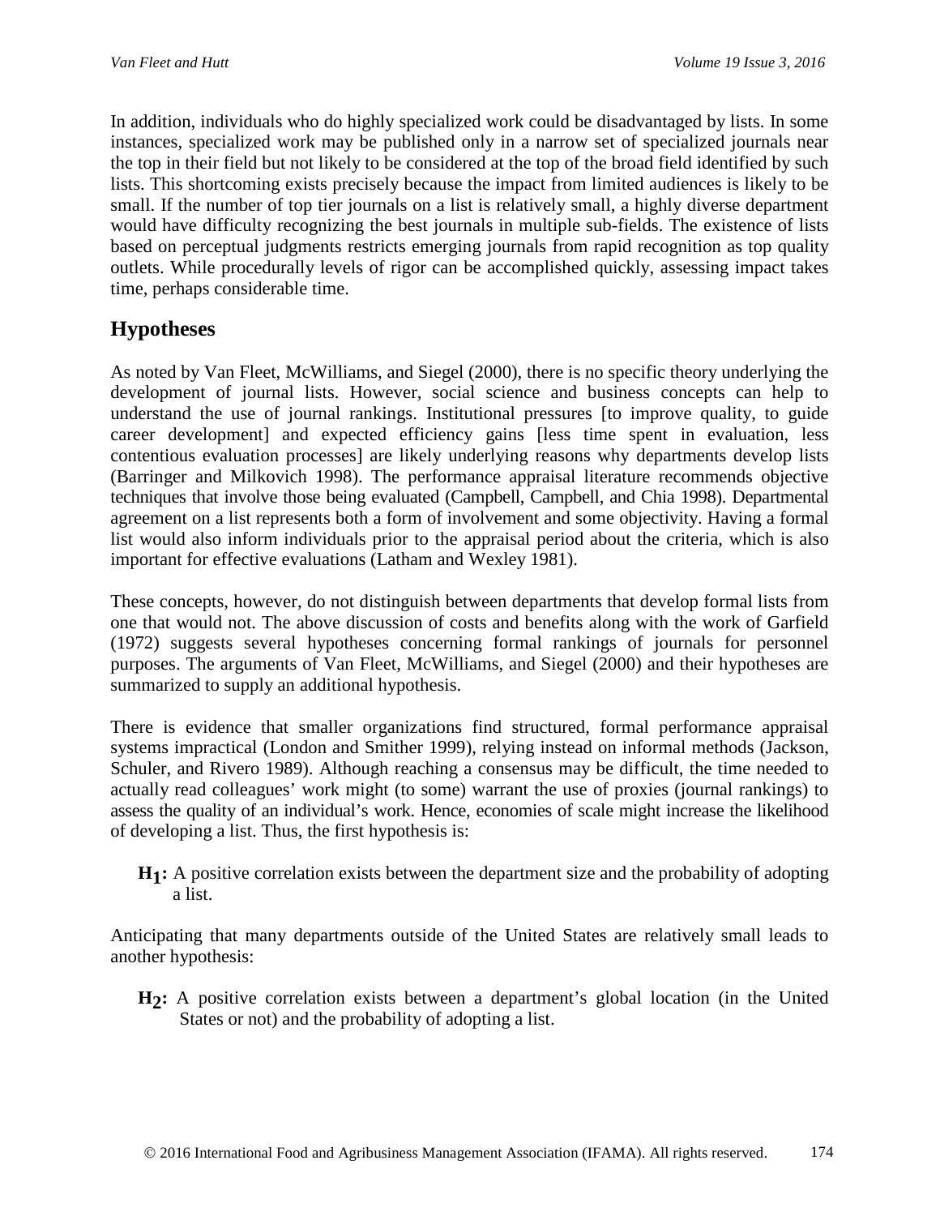In addition, individuals who do highly specialized work could be disadvantaged by lists. In some instances, specialized work may be published only in a narrow set of specialized journals near the top in their field but not likely to be considered at the top of the broad field identified by such lists. This shortcoming exists precisely because the impact from limited audiences is likely to be small. If the number of top tier journals on a list is relatively small, a highly diverse department would have difficulty recognizing the best journals in multiple sub-fields. The existence of lists based on perceptual judgments restricts emerging journals from rapid recognition as top quality outlets. While procedurally levels of rigor can be accomplished quickly, assessing impact takes time, perhaps considerable time.

## Hypotheses

As noted by Van Fleet, McWilliams, and Siegel (2000), there is no specific theory underlying the development of journal lists. However, social science and business concepts can help to understand the use of journal rankings. Institutional pressures [to improve quality, to guide career development] and expected efficiency gains [less time spent in evaluation, less contentious evaluation processes] are likely underlying reasons why departments develop lists (Barringer and Milkovich 1998). The performance appraisal literature recommends objective techniques that involve those being evaluated (Campbell, Campbell, and Chia 1998). Departmental agreement on a list represents both a form of involvement and some objectivity. Having a formal list would also inform individuals prior to the appraisal period about the criteria, which is also important for effective evaluations (Latham and Wexley 1981).

These concepts, however, do not distinguish between departments that develop formal lists from one that would not. The above discussion of costs and benefits along with the work of Garfield (1972) suggests several hypotheses concerning formal rankings of journals for personnel purposes. The arguments of Van Fleet, McWilliams, and Siegel (2000) and their hypotheses are summarized to supply an additional hypothesis.

There is evidence that smaller organizations find structured, formal performance appraisal systems impractical (London and Smither 1999), relying instead on informal methods (Jackson, Schuler, and Rivero 1989). Although reaching a consensus may be difficult, the time needed to actually read colleagues' work might (to some) warrant the use of proxies (journal rankings) to assess the quality of an individual's work. Hence, economies of scale might increase the likelihood of developing a list. Thus, the first hypothesis is:

> **$H_1$:** A positive correlation exists between the department size and the probability of adopting a list.

Anticipating that many departments outside of the United States are relatively small leads to another hypothesis:

> **$H_2$:** A positive correlation exists between a department's global location (in the United States or not) and the probability of adopting a list.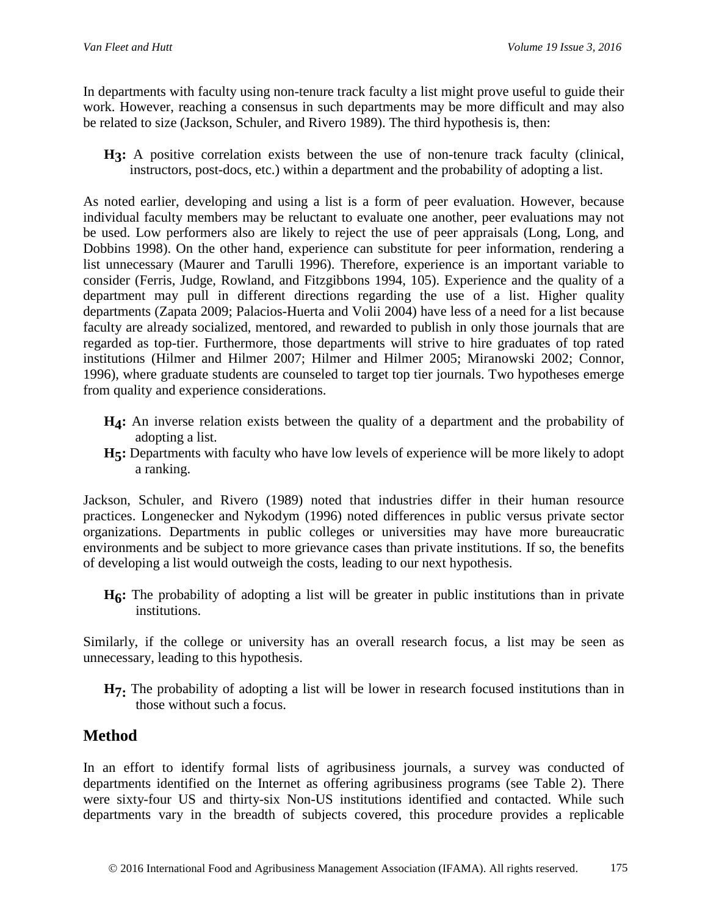In departments with faculty using non-tenure track faculty a list might prove useful to guide their work. However, reaching a consensus in such departments may be more difficult and may also be related to size (Jackson, Schuler, and Rivero 1989). The third hypothesis is, then:

> **$H_3$:** A positive correlation exists between the use of non-tenure track faculty (clinical, instructors, post-docs, etc.) within a department and the probability of adopting a list.

As noted earlier, developing and using a list is a form of peer evaluation. However, because individual faculty members may be reluctant to evaluate one another, peer evaluations may not be used. Low performers also are likely to reject the use of peer appraisals (Long, Long, and Dobbins 1998). On the other hand, experience can substitute for peer information, rendering a list unnecessary (Maurer and Tarulli 1996). Therefore, experience is an important variable to consider (Ferris, Judge, Rowland, and Fitzgibbons 1994, 105). Experience and the quality of a department may pull in different directions regarding the use of a list. Higher quality departments (Zapata 2009; Palacios-Huerta and Volii 2004) have less of a need for a list because faculty are already socialized, mentored, and rewarded to publish in only those journals that are regarded as top-tier. Furthermore, those departments will strive to hire graduates of top rated institutions (Hilmer and Hilmer 2007; Hilmer and Hilmer 2005; Miranowski 2002; Connor, 1996), where graduate students are counseled to target top tier journals. Two hypotheses emerge from quality and experience considerations.

> **$H_4$:** An inverse relation exists between the quality of a department and the probability of adopting a list.
>
> **$H_5$:** Departments with faculty who have low levels of experience will be more likely to adopt a ranking.

Jackson, Schuler, and Rivero (1989) noted that industries differ in their human resource practices. Longenecker and Nykodym (1996) noted differences in public versus private sector organizations. Departments in public colleges or universities may have more bureaucratic environments and be subject to more grievance cases than private institutions. If so, the benefits of developing a list would outweigh the costs, leading to our next hypothesis.

> **$H_6$:** The probability of adopting a list will be greater in public institutions than in private institutions.

Similarly, if the college or university has an overall research focus, a list may be seen as unnecessary, leading to this hypothesis.

> **$H_7$:** The probability of adopting a list will be lower in research focused institutions than in those without such a focus.

## Method

In an effort to identify formal lists of agribusiness journals, a survey was conducted of departments identified on the Internet as offering agribusiness programs (see Table 2). There were sixty-four US and thirty-six Non-US institutions identified and contacted. While such departments vary in the breadth of subjects covered, this procedure provides a replicable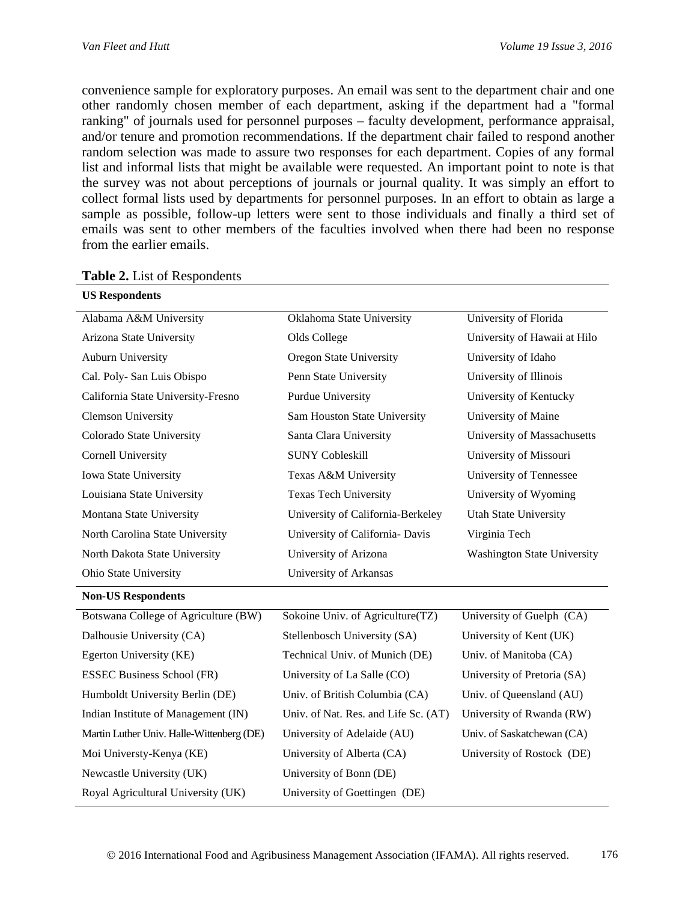convenience sample for exploratory purposes. An email was sent to the department chair and one other randomly chosen member of each department, asking if the department had a "formal ranking" of journals used for personnel purposes – faculty development, performance appraisal, and/or tenure and promotion recommendations. If the department chair failed to respond another random selection was made to assure two responses for each department. Copies of any formal list and informal lists that might be available were requested. An important point to note is that the survey was not about perceptions of journals or journal quality. It was simply an effort to collect formal lists used by departments for personnel purposes. In an effort to obtain as large a sample as possible, follow-up letters were sent to those individuals and finally a third set of emails was sent to other members of the faculties involved when there had been no response from the earlier emails.

**Table 2.** List of Respondents

| **US Respondents** | | |
|---|---|---|
| Alabama A&M University | Oklahoma State University | University of Florida |
| Arizona State University | Olds College | University of Hawaii at Hilo |
| Auburn University | Oregon State University | University of Idaho |
| Cal. Poly- San Luis Obispo | Penn State University | University of Illinois |
| California State University-Fresno | Purdue University | University of Kentucky |
| Clemson University | Sam Houston State University | University of Maine |
| Colorado State University | Santa Clara University | University of Massachusetts |
| Cornell University | SUNY Cobleskill | University of Missouri |
| Iowa State University | Texas A&M University | University of Tennessee |
| Louisiana State University | Texas Tech University | University of Wyoming |
| Montana State University | University of California-Berkeley | Utah State University |
| North Carolina State University | University of California- Davis | Virginia Tech |
| North Dakota State University | University of Arizona | Washington State University |
| Ohio State University | University of Arkansas | |
| **Non-US Respondents** | | |
| Botswana College of Agriculture (BW) | Sokoine Univ. of Agriculture(TZ) | University of Guelph (CA) |
| Dalhousie University (CA) | Stellenbosch University (SA) | University of Kent (UK) |
| Egerton University (KE) | Technical Univ. of Munich (DE) | Univ. of Manitoba (CA) |
| ESSEC Business School (FR) | University of La Salle (CO) | University of Pretoria (SA) |
| Humboldt University Berlin (DE) | Univ. of British Columbia (CA) | Univ. of Queensland (AU) |
| Indian Institute of Management (IN) | Univ. of Nat. Res. and Life Sc. (AT) | University of Rwanda (RW) |
| Martin Luther Univ. Halle-Wittenberg (DE) | University of Adelaide (AU) | Univ. of Saskatchewan (CA) |
| Moi Universty-Kenya (KE) | University of Alberta (CA) | University of Rostock (DE) |
| Newcastle University (UK) | University of Bonn (DE) | |
| Royal Agricultural University (UK) | University of Goettingen (DE) | |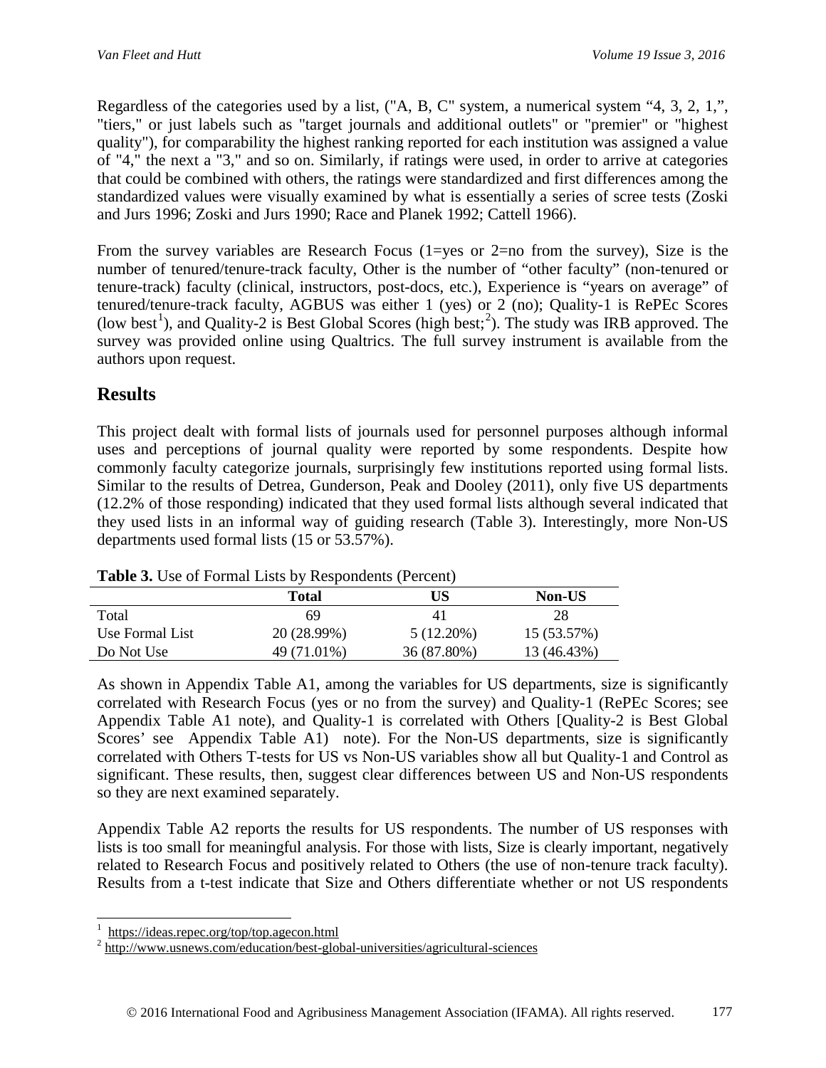Regardless of the categories used by a list, ("A, B, C" system, a numerical system "4, 3, 2, 1,", "tiers," or just labels such as "target journals and additional outlets" or "premier" or "highest quality"), for comparability the highest ranking reported for each institution was assigned a value of "4," the next a "3," and so on. Similarly, if ratings were used, in order to arrive at categories that could be combined with others, the ratings were standardized and first differences among the standardized values were visually examined by what is essentially a series of scree tests (Zoski and Jurs 1996; Zoski and Jurs 1990; Race and Planek 1992; Cattell 1966).

From the survey variables are Research Focus (1=yes or 2=no from the survey), Size is the number of tenured/tenure-track faculty, Other is the number of "other faculty" (non-tenured or tenure-track) faculty (clinical, instructors, post-docs, etc.), Experience is "years on average" of tenured/tenure-track faculty, AGBUS was either 1 (yes) or 2 (no); Quality-1 is RePEc Scores (low best[1]), and Quality-2 is Best Global Scores (high best;[2]). The study was IRB approved. The survey was provided online using Qualtrics. The full survey instrument is available from the authors upon request.

## Results

This project dealt with formal lists of journals used for personnel purposes although informal uses and perceptions of journal quality were reported by some respondents. Despite how commonly faculty categorize journals, surprisingly few institutions reported using formal lists. Similar to the results of Detrea, Gunderson, Peak and Dooley (2011), only five US departments (12.2% of those responding) indicated that they used formal lists although several indicated that they used lists in an informal way of guiding research (Table 3). Interestingly, more Non-US departments used formal lists (15 or 53.57%).

**Table 3.** Use of Formal Lists by Respondents (Percent)

| | **Total** | **US** | **Non-US** |
|---|---|---|---|
| Total | 69 | 41 | 28 |
| Use Formal List | 20 (28.99%) | 5 (12.20%) | 15 (53.57%) |
| Do Not Use | 49 (71.01%) | 36 (87.80%) | 13 (46.43%) |

As shown in Appendix Table A1, among the variables for US departments, size is significantly correlated with Research Focus (yes or no from the survey) and Quality-1 (RePEc Scores; see Appendix Table A1 note), and Quality-1 is correlated with Others [Quality-2 is Best Global Scores' see Appendix Table A1) note). For the Non-US departments, size is significantly correlated with Others T-tests for US vs Non-US variables show all but Quality-1 and Control as significant. These results, then, suggest clear differences between US and Non-US respondents so they are next examined separately.

Appendix Table A2 reports the results for US respondents. The number of US responses with lists is too small for meaningful analysis. For those with lists, Size is clearly important, negatively related to Research Focus and positively related to Others (the use of non-tenure track faculty). Results from a t-test indicate that Size and Others differentiate whether or not US respondents

[1] https://ideas.repec.org/top/top.agecon.html

[2] http://www.usnews.com/education/best-global-universities/agricultural-sciences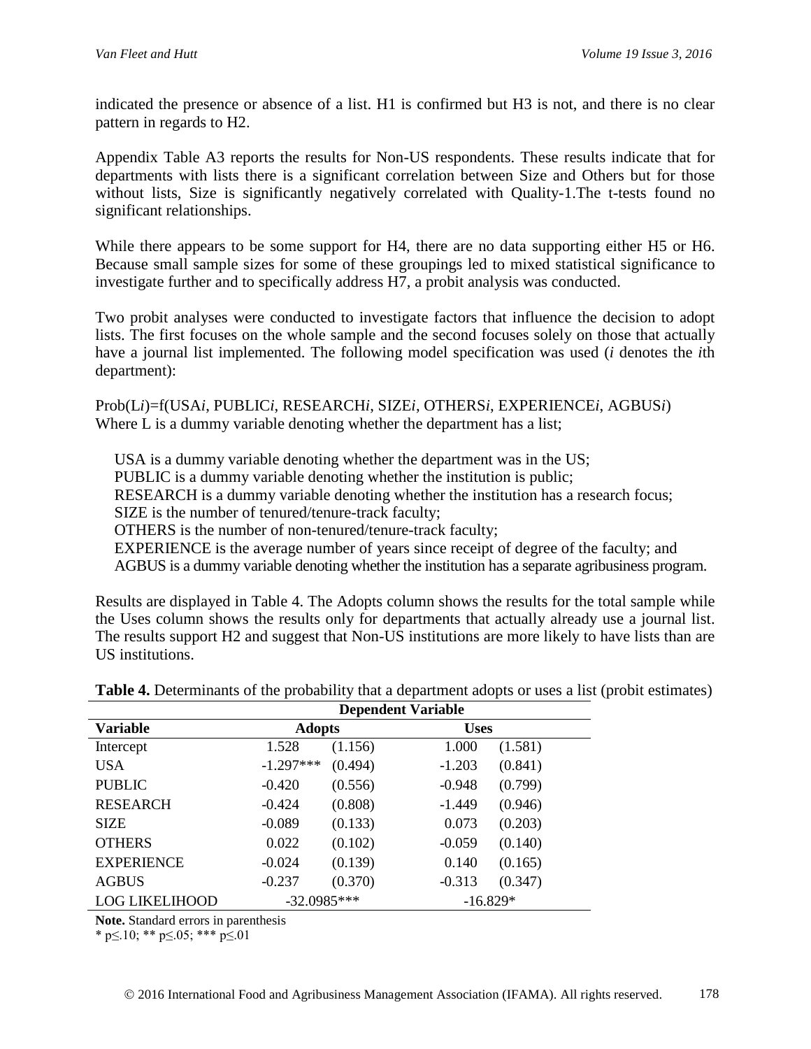indicated the presence or absence of a list. H1 is confirmed but H3 is not, and there is no clear pattern in regards to H2.

Appendix Table A3 reports the results for Non-US respondents. These results indicate that for departments with lists there is a significant correlation between Size and Others but for those without lists, Size is significantly negatively correlated with Quality-1.The t-tests found no significant relationships.

While there appears to be some support for H4, there are no data supporting either H5 or H6. Because small sample sizes for some of these groupings led to mixed statistical significance to investigate further and to specifically address H7, a probit analysis was conducted.

Two probit analyses were conducted to investigate factors that influence the decision to adopt lists. The first focuses on the whole sample and the second focuses solely on those that actually have a journal list implemented. The following model specification was used ($i$ denotes the $i$th department):

$$Prob(L_i)=f(USA_i, PUBLIC_i, RESEARCH_i, SIZE_i, OTHERS_i, EXPERIENCE_i, AGBUS_i)$$

Where L is a dummy variable denoting whether the department has a list;

- USA is a dummy variable denoting whether the department was in the US;
- PUBLIC is a dummy variable denoting whether the institution is public;
- RESEARCH is a dummy variable denoting whether the institution has a research focus;
- SIZE is the number of tenured/tenure-track faculty;
- OTHERS is the number of non-tenured/tenure-track faculty;
- EXPERIENCE is the average number of years since receipt of degree of the faculty; and
- AGBUS is a dummy variable denoting whether the institution has a separate agribusiness program.

Results are displayed in Table 4. The Adopts column shows the results for the total sample while the Uses column shows the results only for departments that actually already use a journal list. The results support H2 and suggest that Non-US institutions are more likely to have lists than are US institutions.

**Table 4.** Determinants of the probability that a department adopts or uses a list (probit estimates)

| | Dependent Variable | | | |
|---|---|---|---|---|
| **Variable** | **Adopts** | | **Uses** | |
| Intercept | 1.528 | (1.156) | 1.000 | (1.581) |
| USA | -1.297*** | (0.494) | -1.203 | (0.841) |
| PUBLIC | -0.420 | (0.556) | -0.948 | (0.799) |
| RESEARCH | -0.424 | (0.808) | -1.449 | (0.946) |
| SIZE | -0.089 | (0.133) | 0.073 | (0.203) |
| OTHERS | 0.022 | (0.102) | -0.059 | (0.140) |
| EXPERIENCE | -0.024 | (0.139) | 0.140 | (0.165) |
| AGBUS | -0.237 | (0.370) | -0.313 | (0.347) |
| LOG LIKELIHOOD | -32.0985*** | | -16.829* | |

**Note.** Standard errors in parenthesis

* $p \leq .10$; ** $p \leq .05$; *** $p \leq .01$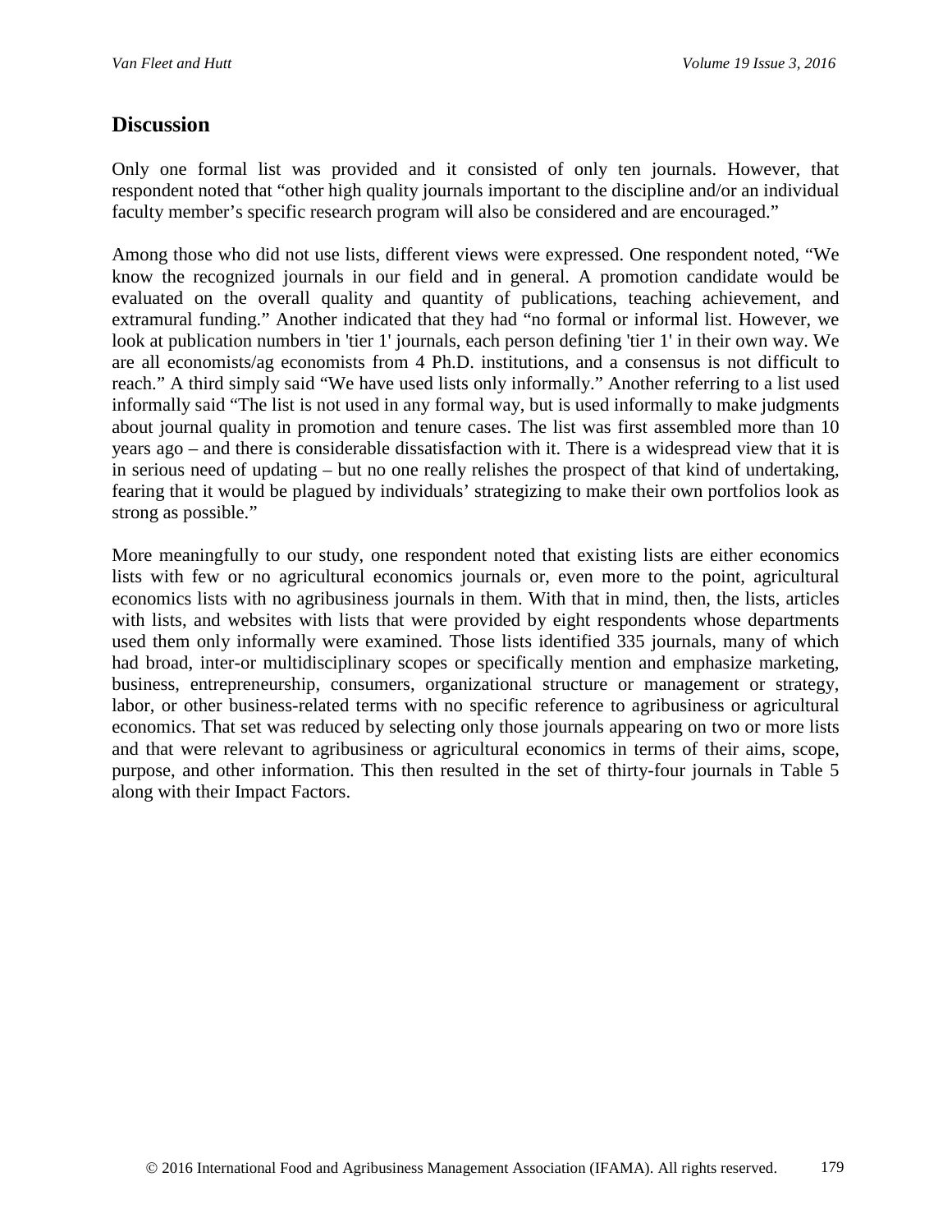## Discussion

Only one formal list was provided and it consisted of only ten journals. However, that respondent noted that "other high quality journals important to the discipline and/or an individual faculty member's specific research program will also be considered and are encouraged."

Among those who did not use lists, different views were expressed. One respondent noted, "We know the recognized journals in our field and in general. A promotion candidate would be evaluated on the overall quality and quantity of publications, teaching achievement, and extramural funding." Another indicated that they had "no formal or informal list. However, we look at publication numbers in 'tier 1' journals, each person defining 'tier 1' in their own way. We are all economists/ag economists from 4 Ph.D. institutions, and a consensus is not difficult to reach." A third simply said "We have used lists only informally." Another referring to a list used informally said "The list is not used in any formal way, but is used informally to make judgments about journal quality in promotion and tenure cases. The list was first assembled more than 10 years ago – and there is considerable dissatisfaction with it. There is a widespread view that it is in serious need of updating – but no one really relishes the prospect of that kind of undertaking, fearing that it would be plagued by individuals' strategizing to make their own portfolios look as strong as possible."

More meaningfully to our study, one respondent noted that existing lists are either economics lists with few or no agricultural economics journals or, even more to the point, agricultural economics lists with no agribusiness journals in them. With that in mind, then, the lists, articles with lists, and websites with lists that were provided by eight respondents whose departments used them only informally were examined. Those lists identified 335 journals, many of which had broad, inter-or multidisciplinary scopes or specifically mention and emphasize marketing, business, entrepreneurship, consumers, organizational structure or management or strategy, labor, or other business-related terms with no specific reference to agribusiness or agricultural economics. That set was reduced by selecting only those journals appearing on two or more lists and that were relevant to agribusiness or agricultural economics in terms of their aims, scope, purpose, and other information. This then resulted in the set of thirty-four journals in Table 5 along with their Impact Factors.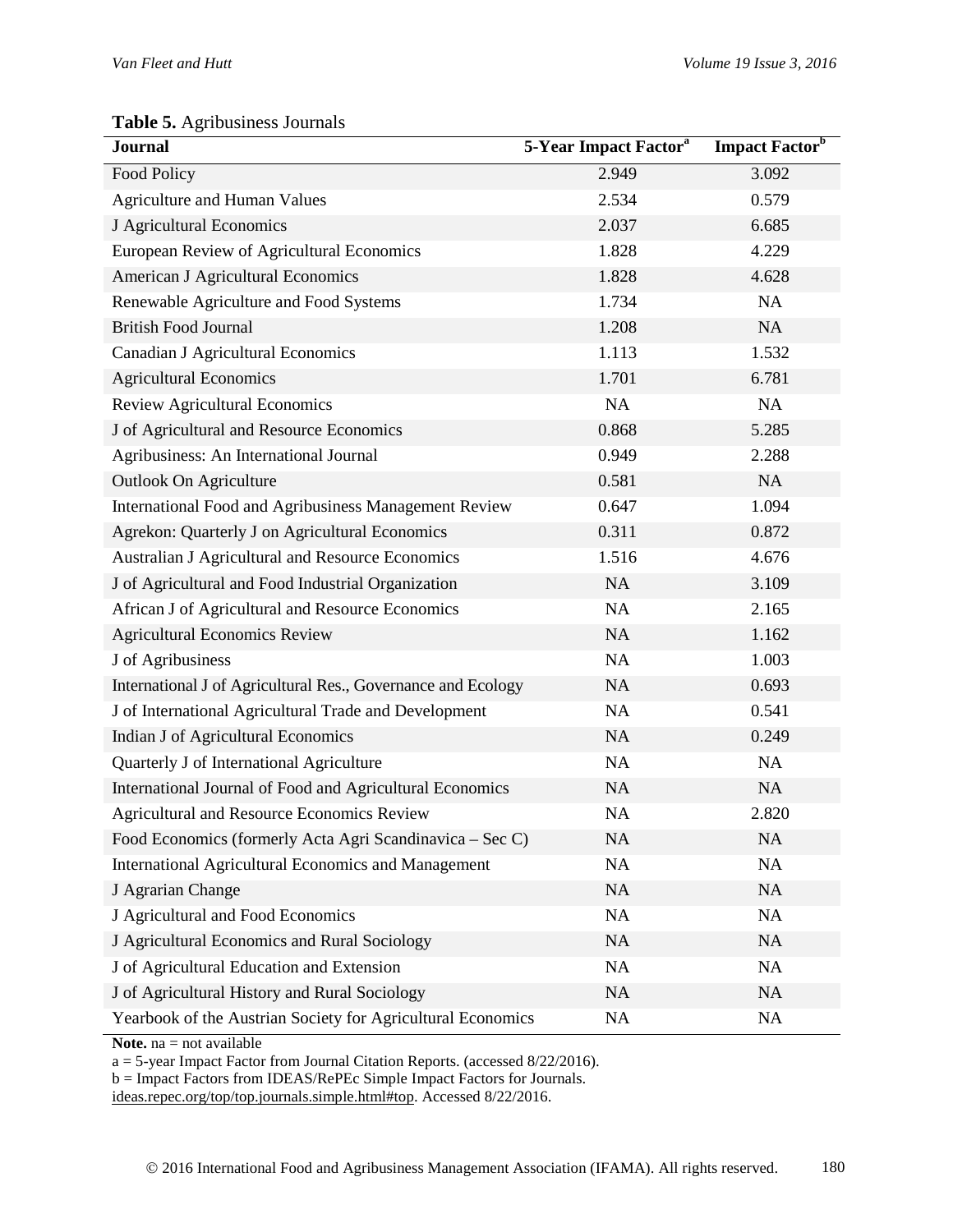**Table 5.** Agribusiness Journals

| Journal | 5-Year Impact Factor[a] | Impact Factor[b] |
|---|---|---|
| Food Policy | 2.949 | 3.092 |
| Agriculture and Human Values | 2.534 | 0.579 |
| J Agricultural Economics | 2.037 | 6.685 |
| European Review of Agricultural Economics | 1.828 | 4.229 |
| American J Agricultural Economics | 1.828 | 4.628 |
| Renewable Agriculture and Food Systems | 1.734 | NA |
| British Food Journal | 1.208 | NA |
| Canadian J Agricultural Economics | 1.113 | 1.532 |
| Agricultural Economics | 1.701 | 6.781 |
| Review Agricultural Economics | NA | NA |
| J of Agricultural and Resource Economics | 0.868 | 5.285 |
| Agribusiness: An International Journal | 0.949 | 2.288 |
| Outlook On Agriculture | 0.581 | NA |
| International Food and Agribusiness Management Review | 0.647 | 1.094 |
| Agrekon: Quarterly J on Agricultural Economics | 0.311 | 0.872 |
| Australian J Agricultural and Resource Economics | 1.516 | 4.676 |
| J of Agricultural and Food Industrial Organization | NA | 3.109 |
| African J of Agricultural and Resource Economics | NA | 2.165 |
| Agricultural Economics Review | NA | 1.162 |
| J of Agribusiness | NA | 1.003 |
| International J of Agricultural Res., Governance and Ecology | NA | 0.693 |
| J of International Agricultural Trade and Development | NA | 0.541 |
| Indian J of Agricultural Economics | NA | 0.249 |
| Quarterly J of International Agriculture | NA | NA |
| International Journal of Food and Agricultural Economics | NA | NA |
| Agricultural and Resource Economics Review | NA | 2.820 |
| Food Economics (formerly Acta Agri Scandinavica – Sec C) | NA | NA |
| International Agricultural Economics and Management | NA | NA |
| J Agrarian Change | NA | NA |
| J Agricultural and Food Economics | NA | NA |
| J Agricultural Economics and Rural Sociology | NA | NA |
| J of Agricultural Education and Extension | NA | NA |
| J of Agricultural History and Rural Sociology | NA | NA |
| Yearbook of the Austrian Society for Agricultural Economics | NA | NA |

**Note.** na = not available

a = 5-year Impact Factor from Journal Citation Reports. (accessed 8/22/2016).

b = Impact Factors from IDEAS/RePEc Simple Impact Factors for Journals. ideas.repec.org/top/top.journals.simple.html#top. Accessed 8/22/2016.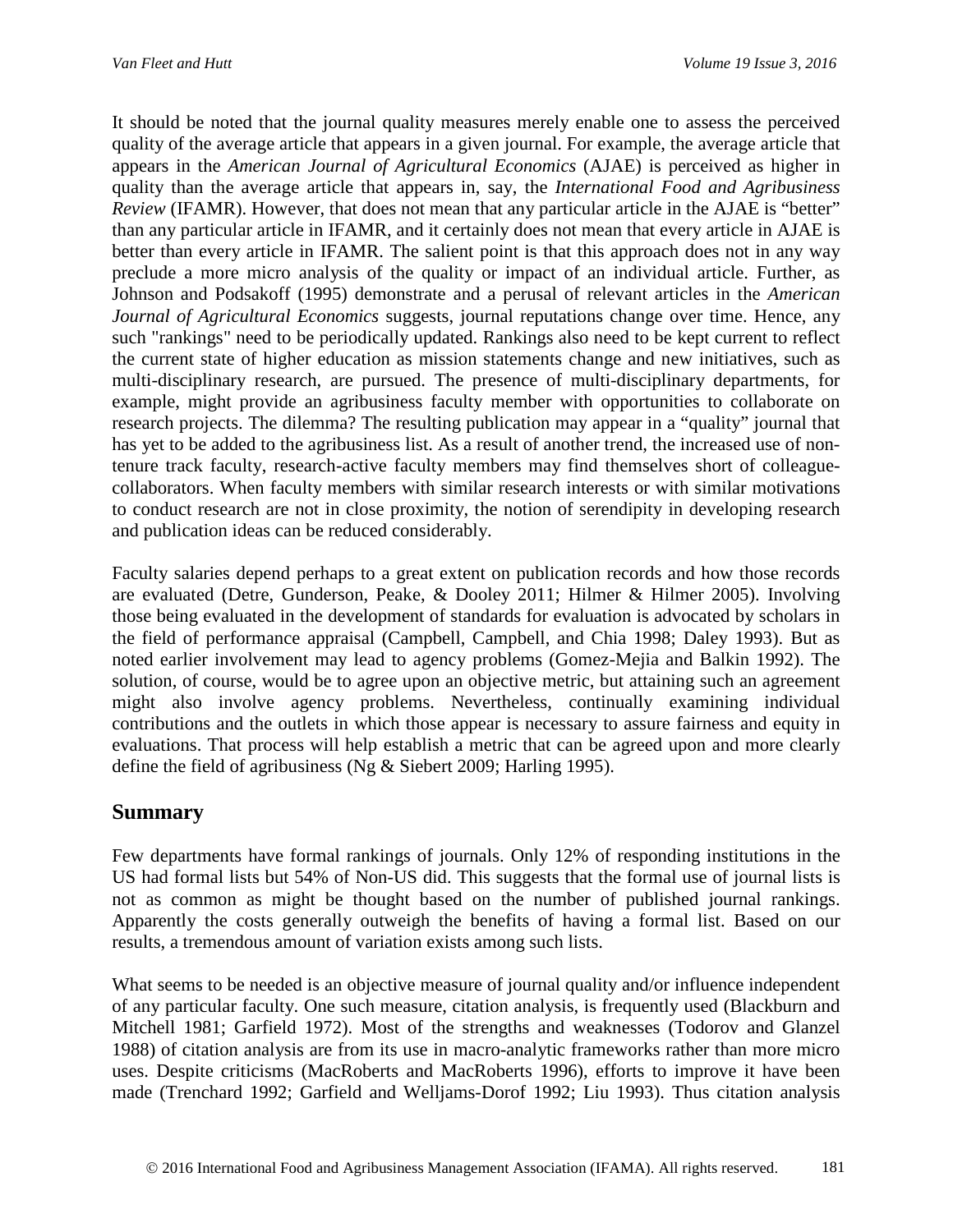It should be noted that the journal quality measures merely enable one to assess the perceived quality of the average article that appears in a given journal. For example, the average article that appears in the *American Journal of Agricultural Economics* (AJAE) is perceived as higher in quality than the average article that appears in, say, the *International Food and Agribusiness Review* (IFAMR). However, that does not mean that any particular article in the AJAE is "better" than any particular article in IFAMR, and it certainly does not mean that every article in AJAE is better than every article in IFAMR. The salient point is that this approach does not in any way preclude a more micro analysis of the quality or impact of an individual article. Further, as Johnson and Podsakoff (1995) demonstrate and a perusal of relevant articles in the *American Journal of Agricultural Economics* suggests, journal reputations change over time. Hence, any such "rankings" need to be periodically updated. Rankings also need to be kept current to reflect the current state of higher education as mission statements change and new initiatives, such as multi-disciplinary research, are pursued. The presence of multi-disciplinary departments, for example, might provide an agribusiness faculty member with opportunities to collaborate on research projects. The dilemma? The resulting publication may appear in a "quality" journal that has yet to be added to the agribusiness list. As a result of another trend, the increased use of non-tenure track faculty, research-active faculty members may find themselves short of colleague-collaborators. When faculty members with similar research interests or with similar motivations to conduct research are not in close proximity, the notion of serendipity in developing research and publication ideas can be reduced considerably.

Faculty salaries depend perhaps to a great extent on publication records and how those records are evaluated (Detre, Gunderson, Peake, & Dooley 2011; Hilmer & Hilmer 2005). Involving those being evaluated in the development of standards for evaluation is advocated by scholars in the field of performance appraisal (Campbell, Campbell, and Chia 1998; Daley 1993). But as noted earlier involvement may lead to agency problems (Gomez-Mejia and Balkin 1992). The solution, of course, would be to agree upon an objective metric, but attaining such an agreement might also involve agency problems. Nevertheless, continually examining individual contributions and the outlets in which those appear is necessary to assure fairness and equity in evaluations. That process will help establish a metric that can be agreed upon and more clearly define the field of agribusiness (Ng & Siebert 2009; Harling 1995).

## Summary

Few departments have formal rankings of journals. Only 12% of responding institutions in the US had formal lists but 54% of Non-US did. This suggests that the formal use of journal lists is not as common as might be thought based on the number of published journal rankings. Apparently the costs generally outweigh the benefits of having a formal list. Based on our results, a tremendous amount of variation exists among such lists.

What seems to be needed is an objective measure of journal quality and/or influence independent of any particular faculty. One such measure, citation analysis, is frequently used (Blackburn and Mitchell 1981; Garfield 1972). Most of the strengths and weaknesses (Todorov and Glanzel 1988) of citation analysis are from its use in macro-analytic frameworks rather than more micro uses. Despite criticisms (MacRoberts and MacRoberts 1996), efforts to improve it have been made (Trenchard 1992; Garfield and Welljams-Dorof 1992; Liu 1993). Thus citation analysis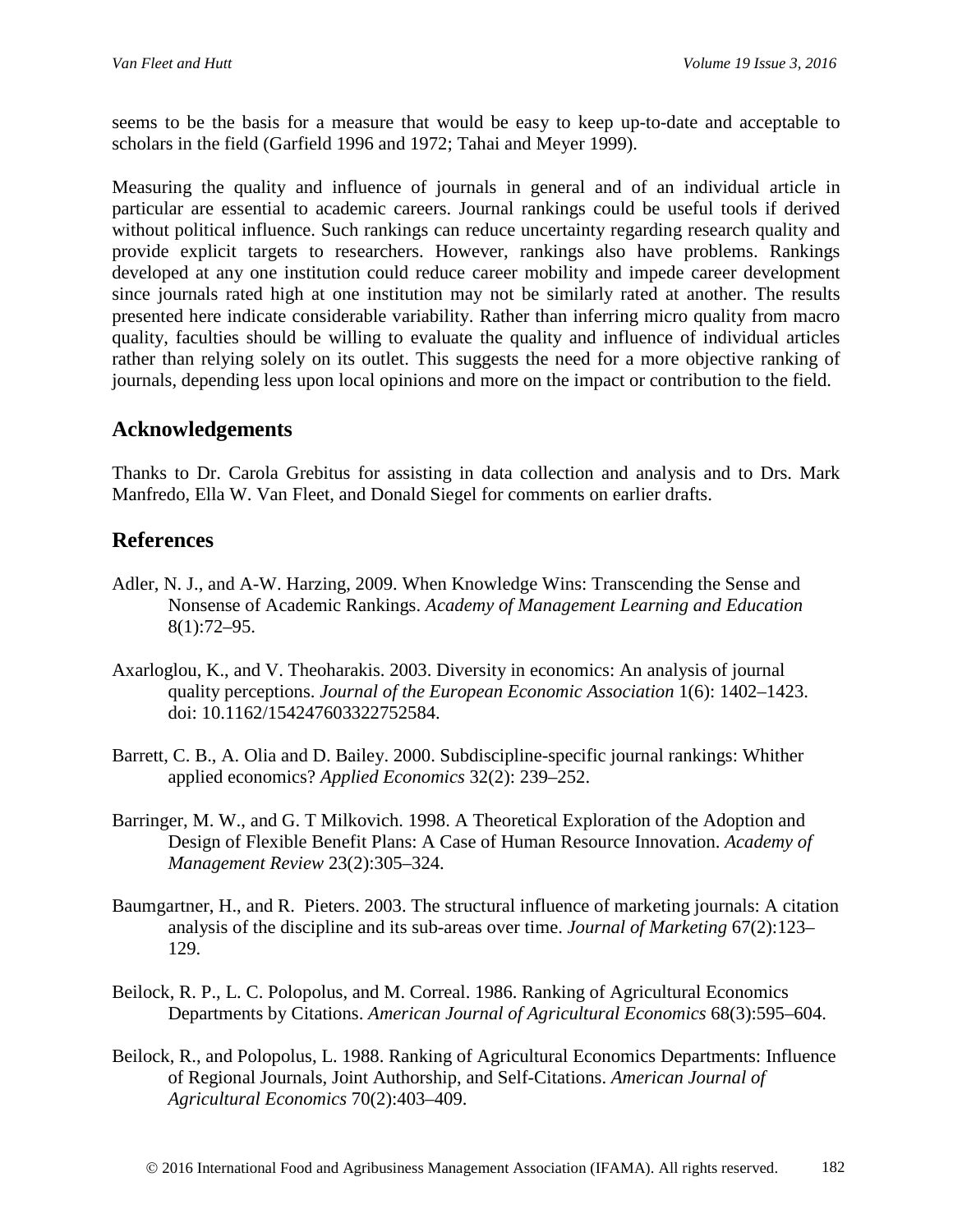seems to be the basis for a measure that would be easy to keep up-to-date and acceptable to scholars in the field (Garfield 1996 and 1972; Tahai and Meyer 1999).

Measuring the quality and influence of journals in general and of an individual article in particular are essential to academic careers. Journal rankings could be useful tools if derived without political influence. Such rankings can reduce uncertainty regarding research quality and provide explicit targets to researchers. However, rankings also have problems. Rankings developed at any one institution could reduce career mobility and impede career development since journals rated high at one institution may not be similarly rated at another. The results presented here indicate considerable variability. Rather than inferring micro quality from macro quality, faculties should be willing to evaluate the quality and influence of individual articles rather than relying solely on its outlet. This suggests the need for a more objective ranking of journals, depending less upon local opinions and more on the impact or contribution to the field.

## Acknowledgements

Thanks to Dr. Carola Grebitus for assisting in data collection and analysis and to Drs. Mark Manfredo, Ella W. Van Fleet, and Donald Siegel for comments on earlier drafts.

## References

Adler, N. J., and A-W. Harzing, 2009. When Knowledge Wins: Transcending the Sense and Nonsense of Academic Rankings. *Academy of Management Learning and Education* 8(1):72–95.

Axarloglou, K., and V. Theoharakis. 2003. Diversity in economics: An analysis of journal quality perceptions. *Journal of the European Economic Association* 1(6): 1402–1423. doi: 10.1162/154247603322752584.

Barrett, C. B., A. Olia and D. Bailey. 2000. Subdiscipline-specific journal rankings: Whither applied economics? *Applied Economics* 32(2): 239–252.

Barringer, M. W., and G. T Milkovich. 1998. A Theoretical Exploration of the Adoption and Design of Flexible Benefit Plans: A Case of Human Resource Innovation. *Academy of Management Review* 23(2):305–324.

Baumgartner, H., and R. Pieters. 2003. The structural influence of marketing journals: A citation analysis of the discipline and its sub-areas over time. *Journal of Marketing* 67(2):123–129.

Beilock, R. P., L. C. Polopolus, and M. Correal. 1986. Ranking of Agricultural Economics Departments by Citations. *American Journal of Agricultural Economics* 68(3):595–604.

Beilock, R., and Polopolus, L. 1988. Ranking of Agricultural Economics Departments: Influence of Regional Journals, Joint Authorship, and Self-Citations. *American Journal of Agricultural Economics* 70(2):403–409.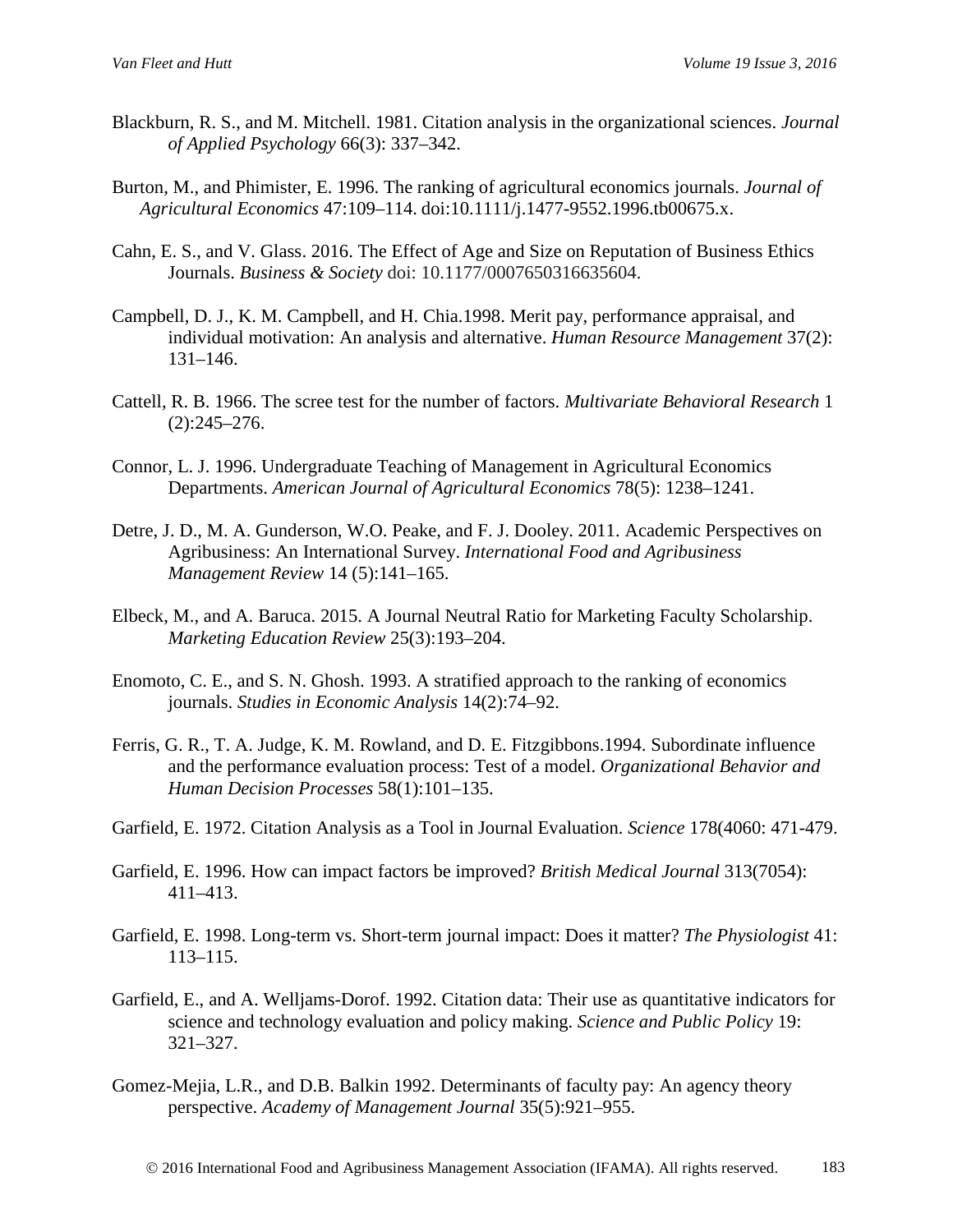Blackburn, R. S., and M. Mitchell. 1981. Citation analysis in the organizational sciences. *Journal of Applied Psychology* 66(3): 337–342.

Burton, M., and Phimister, E. 1996. The ranking of agricultural economics journals. *Journal of Agricultural Economics* 47:109–114. doi:10.1111/j.1477-9552.1996.tb00675.x.

Cahn, E. S., and V. Glass. 2016. The Effect of Age and Size on Reputation of Business Ethics Journals. *Business & Society* doi: 10.1177/0007650316635604.

Campbell, D. J., K. M. Campbell, and H. Chia.1998. Merit pay, performance appraisal, and individual motivation: An analysis and alternative. *Human Resource Management* 37(2): 131–146.

Cattell, R. B. 1966. The scree test for the number of factors. *Multivariate Behavioral Research* 1 (2):245–276.

Connor, L. J. 1996. Undergraduate Teaching of Management in Agricultural Economics Departments. *American Journal of Agricultural Economics* 78(5): 1238–1241.

Detre, J. D., M. A. Gunderson, W.O. Peake, and F. J. Dooley. 2011. Academic Perspectives on Agribusiness: An International Survey. *International Food and Agribusiness Management Review* 14 (5):141–165.

Elbeck, M., and A. Baruca. 2015. A Journal Neutral Ratio for Marketing Faculty Scholarship. *Marketing Education Review* 25(3):193–204.

Enomoto, C. E., and S. N. Ghosh. 1993. A stratified approach to the ranking of economics journals. *Studies in Economic Analysis* 14(2):74–92.

Ferris, G. R., T. A. Judge, K. M. Rowland, and D. E. Fitzgibbons.1994. Subordinate influence and the performance evaluation process: Test of a model. *Organizational Behavior and Human Decision Processes* 58(1):101–135.

Garfield, E. 1972. Citation Analysis as a Tool in Journal Evaluation. *Science* 178(4060: 471-479.

Garfield, E. 1996. How can impact factors be improved? *British Medical Journal* 313(7054): 411–413.

Garfield, E. 1998. Long-term vs. Short-term journal impact: Does it matter? *The Physiologist* 41: 113–115.

Garfield, E., and A. Welljams-Dorof. 1992. Citation data: Their use as quantitative indicators for science and technology evaluation and policy making. *Science and Public Policy* 19: 321–327.

Gomez-Mejia, L.R., and D.B. Balkin 1992. Determinants of faculty pay: An agency theory perspective. *Academy of Management Journal* 35(5):921–955.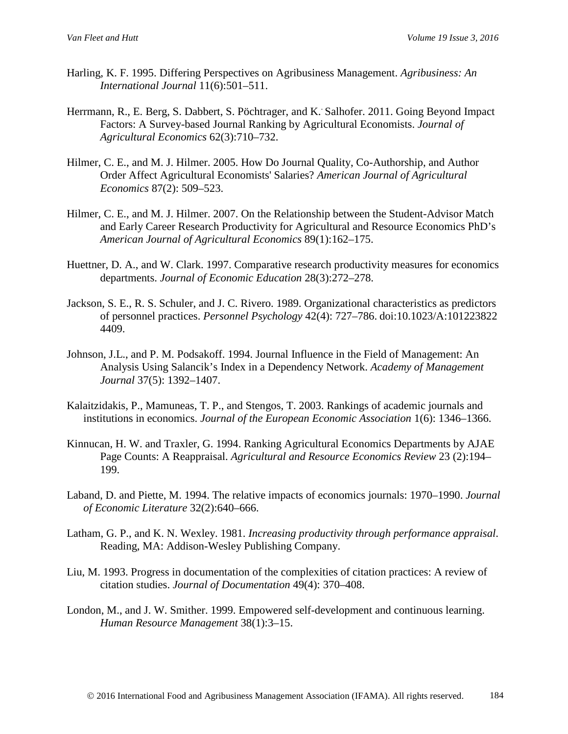Harling, K. F. 1995. Differing Perspectives on Agribusiness Management. *Agribusiness: An International Journal* 11(6):501–511.

Herrmann, R., E. Berg, S. Dabbert, S. Pöchtrager, and K. Salhofer. 2011. Going Beyond Impact Factors: A Survey-based Journal Ranking by Agricultural Economists. *Journal of Agricultural Economics* 62(3):710–732.

Hilmer, C. E., and M. J. Hilmer. 2005. How Do Journal Quality, Co-Authorship, and Author Order Affect Agricultural Economists' Salaries? *American Journal of Agricultural Economics* 87(2): 509–523.

Hilmer, C. E., and M. J. Hilmer. 2007. On the Relationship between the Student-Advisor Match and Early Career Research Productivity for Agricultural and Resource Economics PhD's *American Journal of Agricultural Economics* 89(1):162–175.

Huettner, D. A., and W. Clark. 1997. Comparative research productivity measures for economics departments. *Journal of Economic Education* 28(3):272–278.

Jackson, S. E., R. S. Schuler, and J. C. Rivero. 1989. Organizational characteristics as predictors of personnel practices. *Personnel Psychology* 42(4): 727–786. doi:10.1023/A:1012238224409.

Johnson, J.L., and P. M. Podsakoff. 1994. Journal Influence in the Field of Management: An Analysis Using Salancik's Index in a Dependency Network. *Academy of Management Journal* 37(5): 1392–1407.

Kalaitzidakis, P., Mamuneas, T. P., and Stengos, T. 2003. Rankings of academic journals and institutions in economics. *Journal of the European Economic Association* 1(6): 1346–1366.

Kinnucan, H. W. and Traxler, G. 1994. Ranking Agricultural Economics Departments by AJAE Page Counts: A Reappraisal. *Agricultural and Resource Economics Review* 23 (2):194–199.

Laband, D. and Piette, M. 1994. The relative impacts of economics journals: 1970–1990. *Journal of Economic Literature* 32(2):640–666.

Latham, G. P., and K. N. Wexley. 1981. *Increasing productivity through performance appraisal*. Reading, MA: Addison-Wesley Publishing Company.

Liu, M. 1993. Progress in documentation of the complexities of citation practices: A review of citation studies. *Journal of Documentation* 49(4): 370–408.

London, M., and J. W. Smither. 1999. Empowered self-development and continuous learning. *Human Resource Management* 38(1):3–15.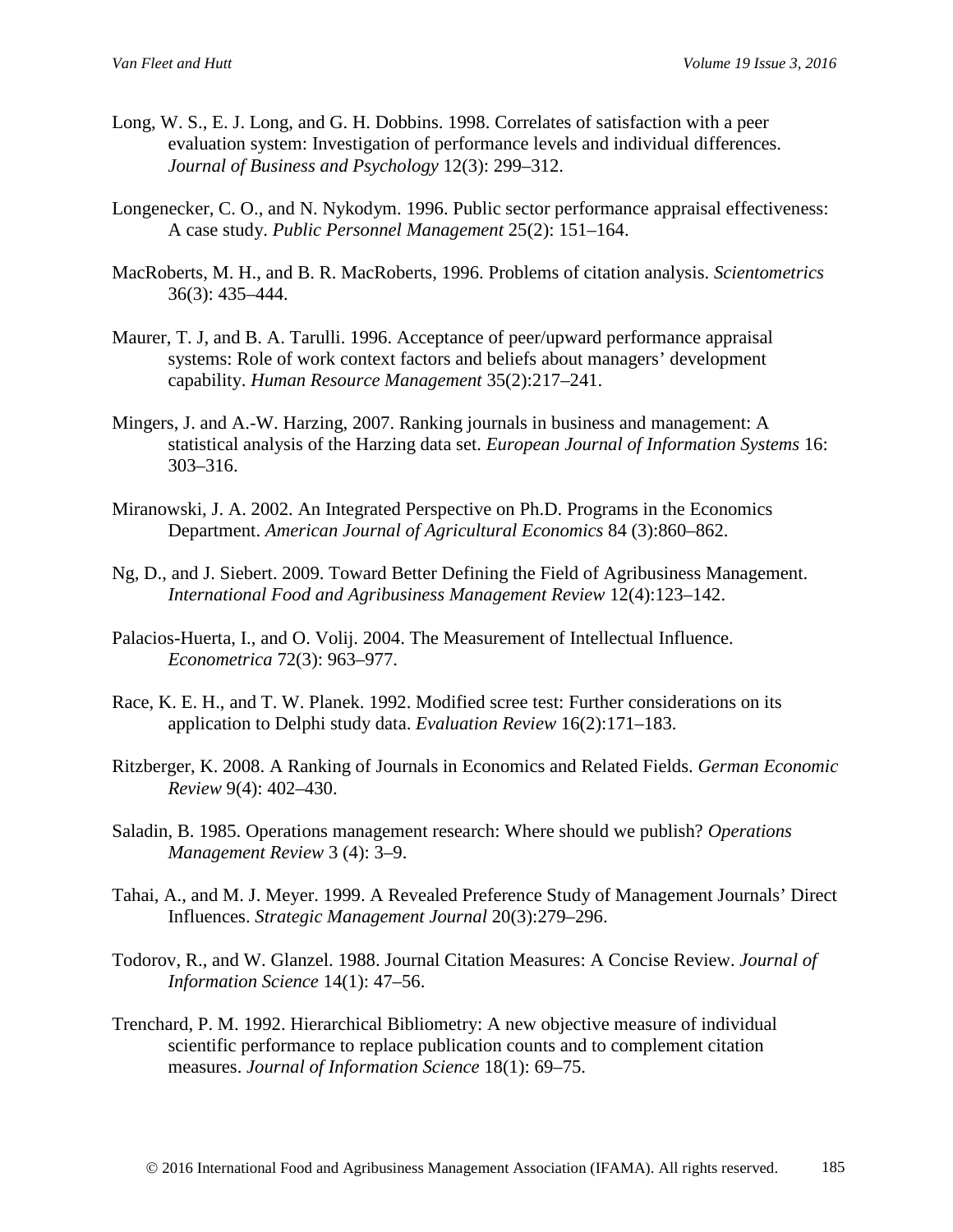Long, W. S., E. J. Long, and G. H. Dobbins. 1998. Correlates of satisfaction with a peer evaluation system: Investigation of performance levels and individual differences. *Journal of Business and Psychology* 12(3): 299–312.

Longenecker, C. O., and N. Nykodym. 1996. Public sector performance appraisal effectiveness: A case study. *Public Personnel Management* 25(2): 151–164.

MacRoberts, M. H., and B. R. MacRoberts, 1996. Problems of citation analysis. *Scientometrics* 36(3): 435–444.

Maurer, T. J, and B. A. Tarulli. 1996. Acceptance of peer/upward performance appraisal systems: Role of work context factors and beliefs about managers' development capability. *Human Resource Management* 35(2):217–241.

Mingers, J. and A.-W. Harzing, 2007. Ranking journals in business and management: A statistical analysis of the Harzing data set. *European Journal of Information Systems* 16: 303–316.

Miranowski, J. A. 2002. An Integrated Perspective on Ph.D. Programs in the Economics Department. *American Journal of Agricultural Economics* 84 (3):860–862.

Ng, D., and J. Siebert. 2009. Toward Better Defining the Field of Agribusiness Management. *International Food and Agribusiness Management Review* 12(4):123–142.

Palacios-Huerta, I., and O. Volij. 2004. The Measurement of Intellectual Influence. *Econometrica* 72(3): 963–977.

Race, K. E. H., and T. W. Planek. 1992. Modified scree test: Further considerations on its application to Delphi study data. *Evaluation Review* 16(2):171–183.

Ritzberger, K. 2008. A Ranking of Journals in Economics and Related Fields. *German Economic Review* 9(4): 402–430.

Saladin, B. 1985. Operations management research: Where should we publish? *Operations Management Review* 3 (4): 3–9.

Tahai, A., and M. J. Meyer. 1999. A Revealed Preference Study of Management Journals' Direct Influences. *Strategic Management Journal* 20(3):279–296.

Todorov, R., and W. Glanzel. 1988. Journal Citation Measures: A Concise Review. *Journal of Information Science* 14(1): 47–56.

Trenchard, P. M. 1992. Hierarchical Bibliometry: A new objective measure of individual scientific performance to replace publication counts and to complement citation measures. *Journal of Information Science* 18(1): 69–75.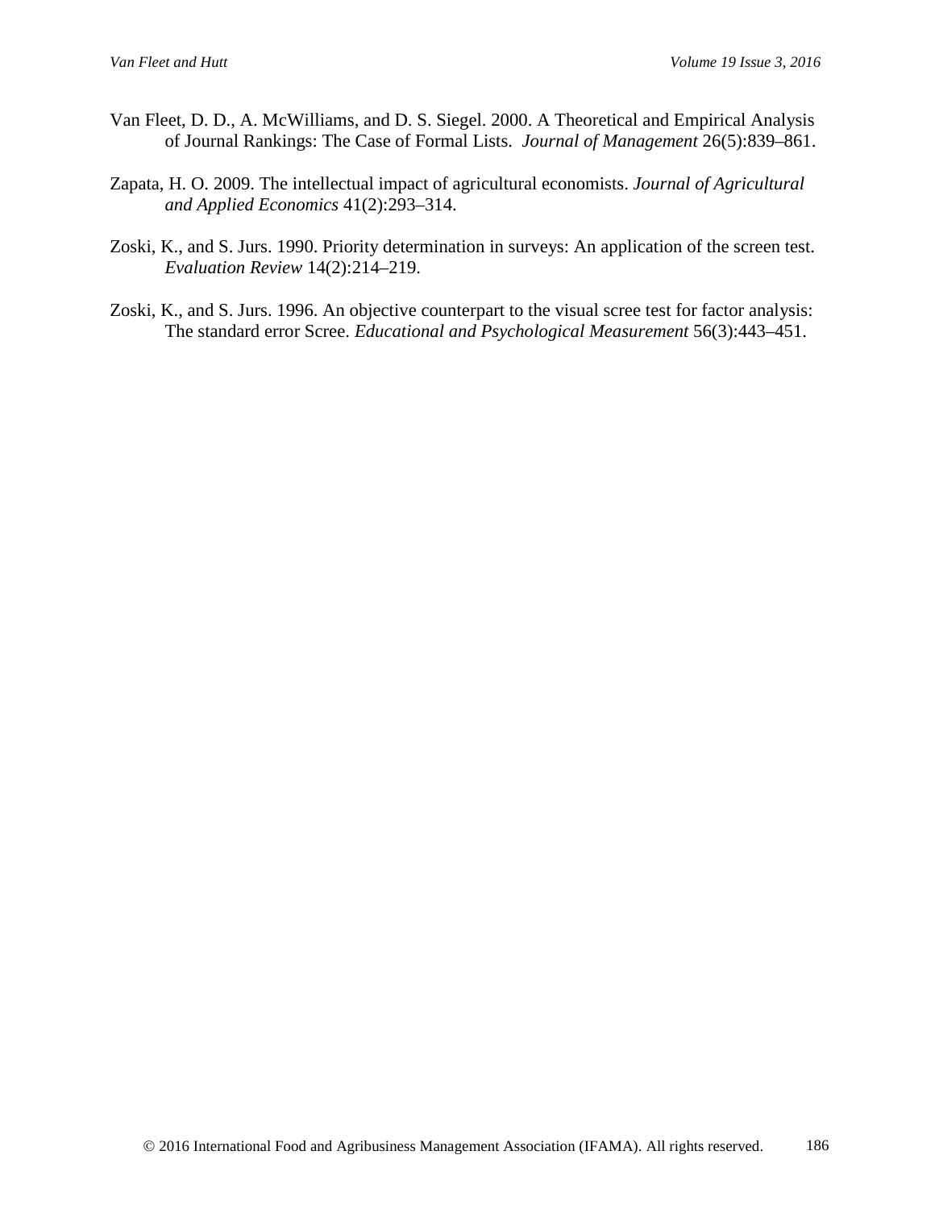Van Fleet, D. D., A. McWilliams, and D. S. Siegel. 2000. A Theoretical and Empirical Analysis of Journal Rankings: The Case of Formal Lists. *Journal of Management* 26(5):839–861.

Zapata, H. O. 2009. The intellectual impact of agricultural economists. *Journal of Agricultural and Applied Economics* 41(2):293–314.

Zoski, K., and S. Jurs. 1990. Priority determination in surveys: An application of the screen test. *Evaluation Review* 14(2):214–219.

Zoski, K., and S. Jurs. 1996. An objective counterpart to the visual scree test for factor analysis: The standard error Scree. *Educational and Psychological Measurement* 56(3):443–451.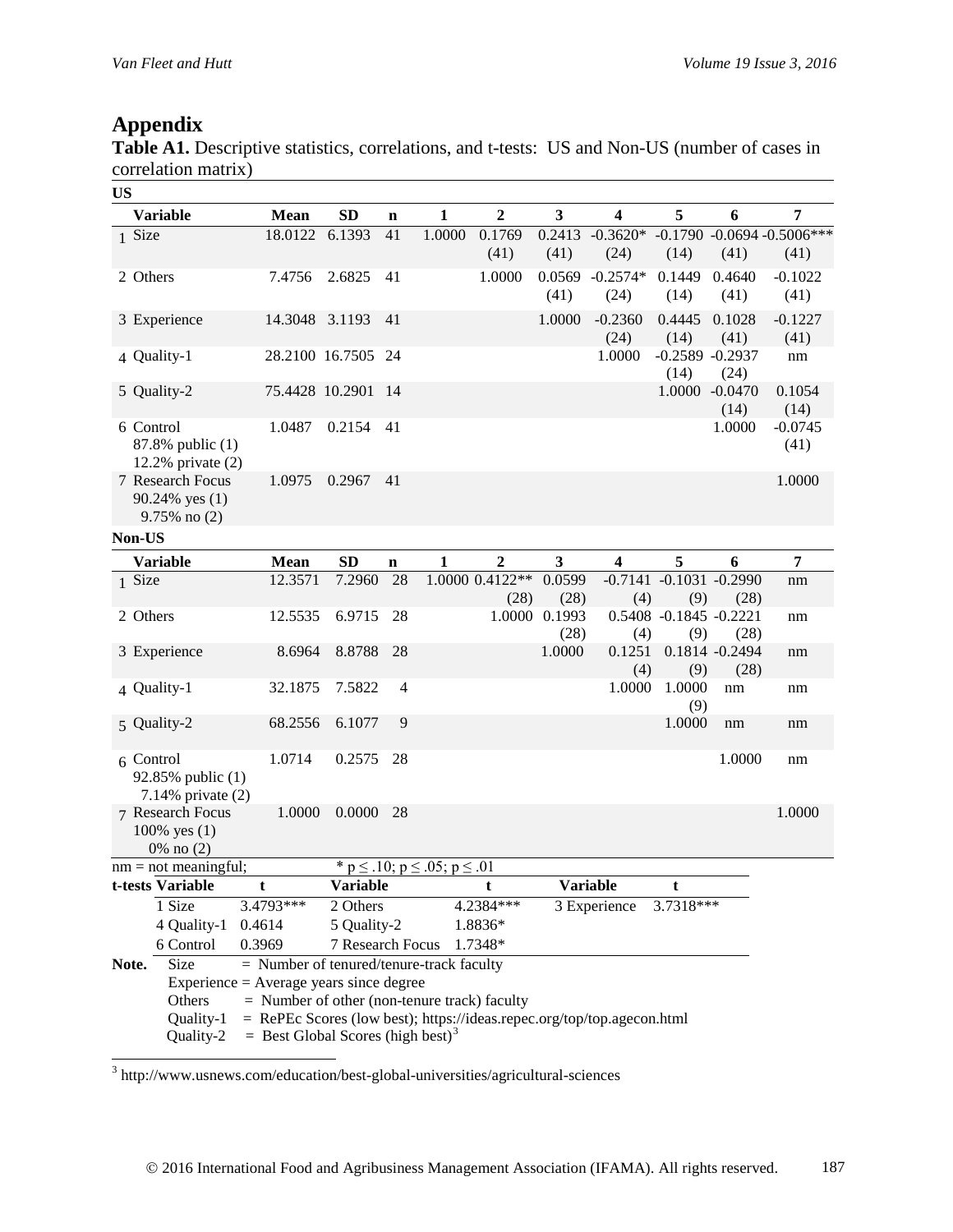## Appendix

**Table A1.** Descriptive statistics, correlations, and t-tests: US and Non-US (number of cases in correlation matrix)

**US**

| | Variable | Mean | SD | n | 1 | 2 | 3 | 4 | 5 | 6 | 7 |
|---|---|---|---|---|---|---|---|---|---|---|---|
| 1 | Size | 18.0122 | 6.1393 | 41 | 1.0000 | 0.1769 (41) | 0.2413 (41) | -0.3620* (24) | -0.1790 (14) | -0.0694 (41) | -0.5006*** (41) |
| 2 | Others | 7.4756 | 2.6825 | 41 | | 1.0000 | 0.0569 (41) | -0.2574* (24) | 0.1449 (14) | 0.4640 (41) | -0.1022 (41) |
| 3 | Experience | 14.3048 | 3.1193 | 41 | | | 1.0000 | -0.2360 (24) | 0.4445 (14) | 0.1028 (41) | -0.1227 (41) |
| 4 | Quality-1 | 28.2100 | 16.7505 | 24 | | | | 1.0000 | -0.2589 (14) | -0.2937 (24) | nm |
| 5 | Quality-2 | 75.4428 | 10.2901 | 14 | | | | | 1.0000 | -0.0470 (14) | 0.1054 (14) |
| 6 | Control<br>87.8% public (1)<br>12.2% private (2) | 1.0487 | 0.2154 | 41 | | | | | | 1.0000 | -0.0745 (41) |
| 7 | Research Focus<br>90.24% yes (1)<br>9.75% no (2) | 1.0975 | 0.2967 | 41 | | | | | | | 1.0000 |

**Non-US**

| | Variable | Mean | SD | n | 1 | 2 | 3 | 4 | 5 | 6 | 7 |
|---|---|---|---|---|---|---|---|---|---|---|---|
| 1 | Size | 12.3571 | 7.2960 | 28 | 1.0000 | 0.4122** (28) | 0.0599 (28) | -0.7141 (4) | -0.1031 (9) | -0.2990 (28) | nm |
| 2 | Others | 12.5535 | 6.9715 | 28 | | 1.0000 | 0.1993 (28) | 0.5408 (4) | -0.1845 (9) | -0.2221 (28) | nm |
| 3 | Experience | 8.6964 | 8.8788 | 28 | | | 1.0000 | 0.1251 (4) | 0.1814 (9) | -0.2494 (28) | nm |
| 4 | Quality-1 | 32.1875 | 7.5822 | 4 | | | | 1.0000 | 1.0000 (9) | nm | nm |
| 5 | Quality-2 | 68.2556 | 6.1077 | 9 | | | | | 1.0000 | nm | nm |
| 6 | Control<br>92.85% public (1)<br>7.14% private (2) | 1.0714 | 0.2575 | 28 | | | | | | 1.0000 | nm |
| 7 | Research Focus<br>100% yes (1)<br>0% no (2) | 1.0000 | 0.0000 | 28 | | | | | | | 1.0000 |

nm = not meaningful; * $p \leq .10$; $p \leq .05$; $p \leq .01$

| t-tests Variable | t | Variable | t | Variable | t |
|---|---|---|---|---|---|
| 1 Size | 3.4793*** | 2 Others | 4.2384*** | 3 Experience | 3.7318*** |
| 4 Quality-1 | 0.4614 | 5 Quality-2 | 1.8836* | | |
| 6 Control | 0.3969 | 7 Research Focus | 1.7348* | | |

**Note.**
Size = Number of tenured/tenure-track faculty
Experience = Average years since degree
Others = Number of other (non-tenure track) faculty
Quality-1 = RePEc Scores (low best); https://ideas.repec.org/top/top.agecon.html
Quality-2 = Best Global Scores (high best)[3]

[3] http://www.usnews.com/education/best-global-universities/agricultural-sciences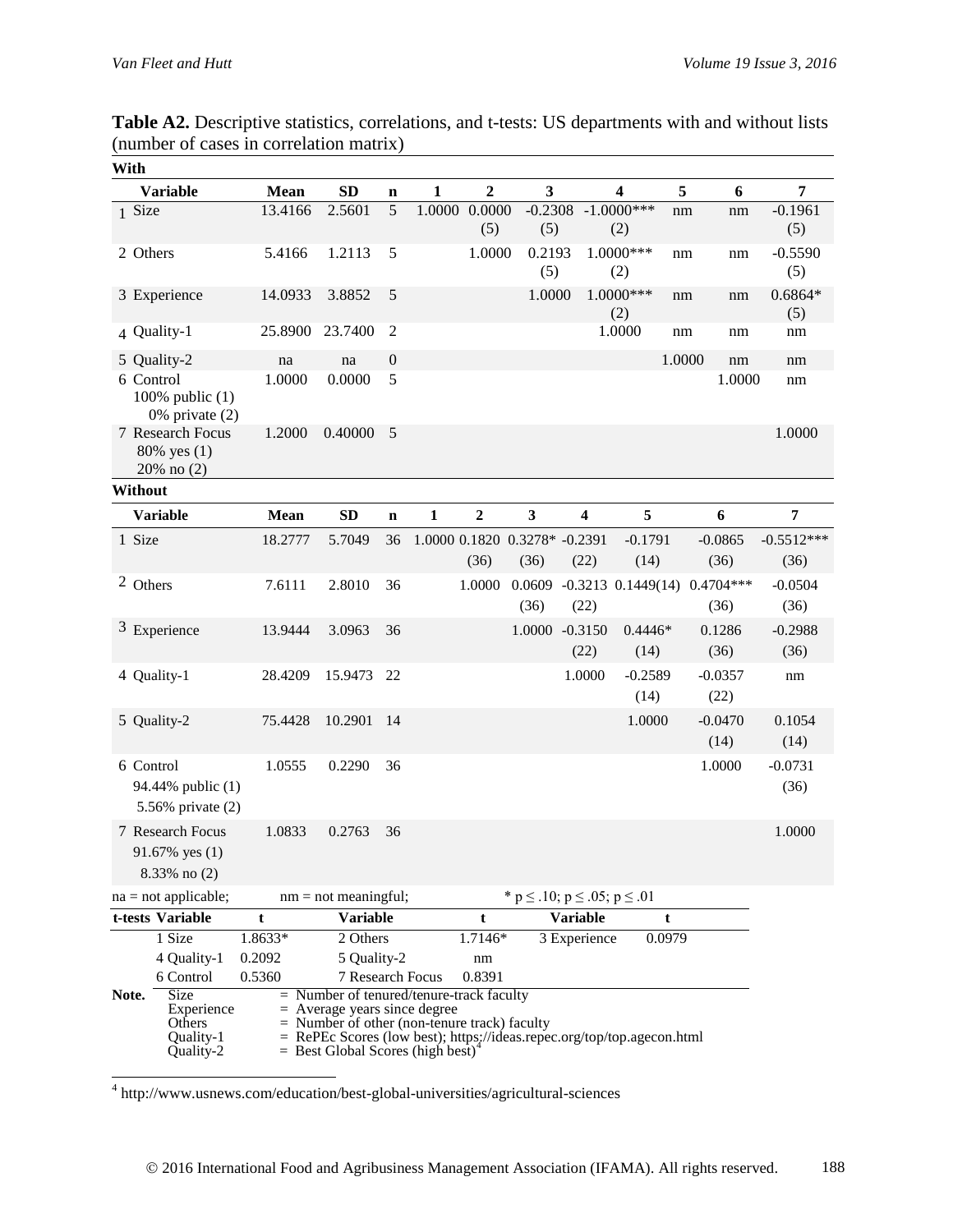**Table A2.** Descriptive statistics, correlations, and t-tests: US departments with and without lists (number of cases in correlation matrix)

**With**

| | Variable | Mean | SD | n | 1 | 2 | 3 | 4 | 5 | 6 | 7 |
|---|---|---|---|---|---|---|---|---|---|---|---|
| 1 | Size | 13.4166 | 2.5601 | 5 | 1.0000 | 0.0000 (5) | -0.2308 (5) | -1.0000*** (2) | nm | nm | -0.1961 (5) |
| 2 | Others | 5.4166 | 1.2113 | 5 | | 1.0000 | 0.2193 (5) | 1.0000*** (2) | nm | nm | -0.5590 (5) |
| 3 | Experience | 14.0933 | 3.8852 | 5 | | | 1.0000 | 1.0000*** (2) | nm | nm | 0.6864* (5) |
| 4 | Quality-1 | 25.8900 | 23.7400 | 2 | | | | 1.0000 | nm | nm | nm |
| 5 | Quality-2 | na | na | 0 | | | | | 1.0000 | nm | nm |
| 6 | Control 100% public (1) 0% private (2) | 1.0000 | 0.0000 | 5 | | | | | | 1.0000 | nm |
| 7 | Research Focus 80% yes (1) 20% no (2) | 1.2000 | 0.40000 | 5 | | | | | | | 1.0000 |

**Without**

| | Variable | Mean | SD | n | 1 | 2 | 3 | 4 | 5 | 6 | 7 |
|---|---|---|---|---|---|---|---|---|---|---|---|
| 1 | Size | 18.2777 | 5.7049 | 36 | 1.0000 | 0.1820 (36) | 0.3278* (36) | -0.2391 (22) | -0.1791 (14) | -0.0865 (36) | -0.5512*** (36) |
| 2 | Others | 7.6111 | 2.8010 | 36 | | 1.0000 | 0.0609 (36) | -0.3213 (22) | 0.1449(14) | 0.4704*** (36) | -0.0504 (36) |
| 3 | Experience | 13.9444 | 3.0963 | 36 | | | 1.0000 | -0.3150 (22) | 0.4446* (14) | 0.1286 (36) | -0.2988 (36) |
| 4 | Quality-1 | 28.4209 | 15.9473 | 22 | | | | 1.0000 | -0.2589 (14) | -0.0357 (22) | nm |
| 5 | Quality-2 | 75.4428 | 10.2901 | 14 | | | | | 1.0000 | -0.0470 (14) | 0.1054 (14) |
| 6 | Control 94.44% public (1) 5.56% private (2) | 1.0555 | 0.2290 | 36 | | | | | | 1.0000 | -0.0731 (36) |
| 7 | Research Focus 91.67% yes (1) 8.33% no (2) | 1.0833 | 0.2763 | 36 | | | | | | | 1.0000 |

na = not applicable; nm = not meaningful; * p ≤ .10; p ≤ .05; p ≤ .01

| t-tests Variable | t | Variable | t | Variable | t |
|---|---|---|---|---|---|
| 1 Size | 1.8633* | 2 Others | 1.7146* | 3 Experience | 0.0979 |
| 4 Quality-1 | 0.2092 | 5 Quality-2 | nm | | |
| 6 Control | 0.5360 | 7 Research Focus | 0.8391 | | |

**Note.**
Size = Number of tenured/tenure-track faculty
Experience = Average years since degree
Others = Number of other (non-tenure track) faculty
Quality-1 = RePEc Scores (low best); https://ideas.repec.org/top/top.agecon.html
Quality-2 = Best Global Scores (high best)[4]

[4] http://www.usnews.com/education/best-global-universities/agricultural-sciences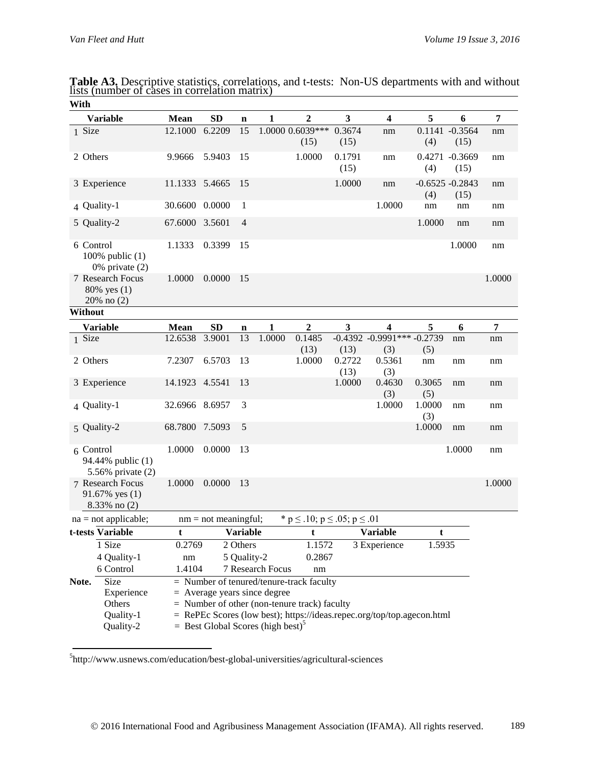**Table A3.** Descriptive statistics, correlations, and t-tests: Non-US departments with and without lists (number of cases in correlation matrix)

**With**

| | Variable | Mean | SD | n | 1 | 2 | 3 | 4 | 5 | 6 | 7 |
|---|---|---|---|---|---|---|---|---|---|---|---|
| 1 | Size | 12.1000 | 6.2209 | 15 | 1.0000 | 0.6039*** (15) | 0.3674 (15) | nm | 0.1141 (4) | -0.3564 (15) | nm |
| 2 | Others | 9.9666 | 5.9403 | 15 | | 1.0000 | 0.1791 (15) | nm | 0.4271 (4) | -0.3669 (15) | nm |
| 3 | Experience | 11.1333 | 5.4665 | 15 | | | 1.0000 | nm | -0.6525 (4) | -0.2843 (15) | nm |
| 4 | Quality-1 | 30.6600 | 0.0000 | 1 | | | | 1.0000 | nm | nm | nm |
| 5 | Quality-2 | 67.6000 | 3.5601 | 4 | | | | | 1.0000 | nm | nm |
| 6 | Control 100% public (1) 0% private (2) | 1.1333 | 0.3399 | 15 | | | | | | 1.0000 | nm |
| 7 | Research Focus 80% yes (1) 20% no (2) | 1.0000 | 0.0000 | 15 | | | | | | | 1.0000 |

**Without**

| | Variable | Mean | SD | n | 1 | 2 | 3 | 4 | 5 | 6 | 7 |
|---|---|---|---|---|---|---|---|---|---|---|---|
| 1 | Size | 12.6538 | 3.9001 | 13 | 1.0000 | 0.1485 (13) | -0.4392 (13) | -0.9991*** (3) | -0.2739 (5) | nm | nm |
| 2 | Others | 7.2307 | 6.5703 | 13 | | 1.0000 | 0.2722 (13) | 0.5361 (3) | nm | nm | nm |
| 3 | Experience | 14.1923 | 4.5541 | 13 | | | 1.0000 | 0.4630 (3) | 0.3065 (5) | nm | nm |
| 4 | Quality-1 | 32.6966 | 8.6957 | 3 | | | | 1.0000 | 1.0000 (3) | nm | nm |
| 5 | Quality-2 | 68.7800 | 7.5093 | 5 | | | | | 1.0000 | nm | nm |
| 6 | Control 94.44% public (1) 5.56% private (2) | 1.0000 | 0.0000 | 13 | | | | | | 1.0000 | nm |
| 7 | Research Focus 91.67% yes (1) 8.33% no (2) | 1.0000 | 0.0000 | 13 | | | | | | | 1.0000 |

na = not applicable; nm = not meaningful; * p ≤ .10; p ≤ .05; p ≤ .01

| t-tests Variable | t | Variable | t | Variable | t |
|---|---|---|---|---|---|
| 1 Size | 0.2769 | 2 Others | 1.1572 | 3 Experience | 1.5935 |
| 4 Quality-1 | nm | 5 Quality-2 | 0.2867 | | |
| 6 Control | 1.4104 | 7 Research Focus | nm | | |

**Note.**
Size = Number of tenured/tenure-track faculty
Experience = Average years since degree
Others = Number of other (non-tenure track) faculty
Quality-1 = RePEc Scores (low best); https://ideas.repec.org/top/top.agecon.html
Quality-2 = Best Global Scores (high best)[5]

[5]http://www.usnews.com/education/best-global-universities/agricultural-sciences